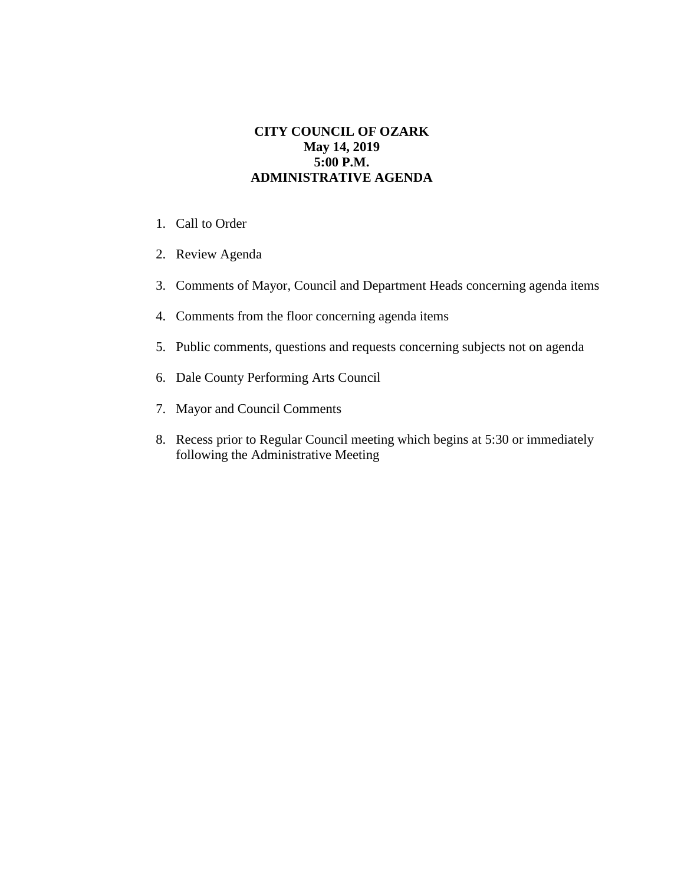# CITY COUNCIL OF OZARK
**May 14, 2019**
**5:00 P.M.**
**ADMINISTRATIVE AGENDA**

1. Call to Order
2. Review Agenda
3. Comments of Mayor, Council and Department Heads concerning agenda items
4. Comments from the floor concerning agenda items
5. Public comments, questions and requests concerning subjects not on agenda
6. Dale County Performing Arts Council
7. Mayor and Council Comments
8. Recess prior to Regular Council meeting which begins at 5:30 or immediately following the Administrative Meeting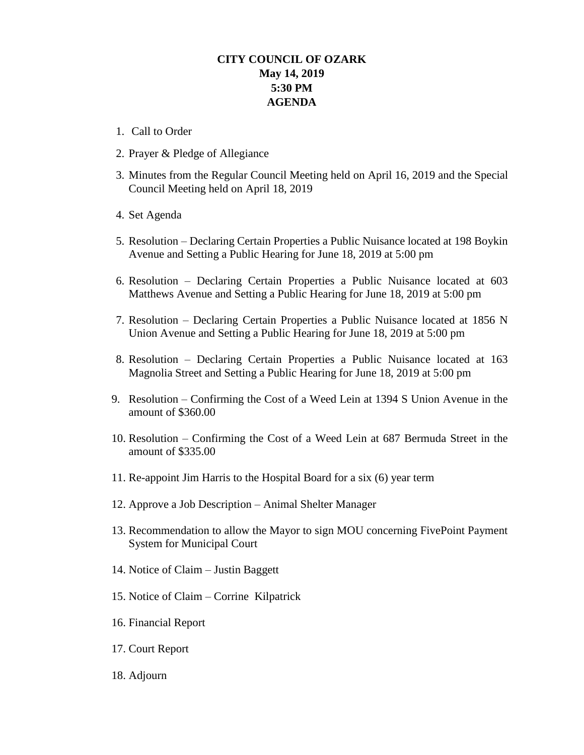**CITY COUNCIL OF OZARK**
**May 14, 2019**
**5:30 PM**
**AGENDA**

1. Call to Order
2. Prayer & Pledge of Allegiance
3. Minutes from the Regular Council Meeting held on April 16, 2019 and the Special Council Meeting held on April 18, 2019
4. Set Agenda
5. Resolution – Declaring Certain Properties a Public Nuisance located at 198 Boykin Avenue and Setting a Public Hearing for June 18, 2019 at 5:00 pm
6. Resolution – Declaring Certain Properties a Public Nuisance located at 603 Matthews Avenue and Setting a Public Hearing for June 18, 2019 at 5:00 pm
7. Resolution – Declaring Certain Properties a Public Nuisance located at 1856 N Union Avenue and Setting a Public Hearing for June 18, 2019 at 5:00 pm
8. Resolution – Declaring Certain Properties a Public Nuisance located at 163 Magnolia Street and Setting a Public Hearing for June 18, 2019 at 5:00 pm
9. Resolution – Confirming the Cost of a Weed Lein at 1394 S Union Avenue in the amount of $360.00
10. Resolution – Confirming the Cost of a Weed Lein at 687 Bermuda Street in the amount of $335.00
11. Re-appoint Jim Harris to the Hospital Board for a six (6) year term
12. Approve a Job Description – Animal Shelter Manager
13. Recommendation to allow the Mayor to sign MOU concerning FivePoint Payment System for Municipal Court
14. Notice of Claim – Justin Baggett
15. Notice of Claim – Corrine Kilpatrick
16. Financial Report
17. Court Report
18. Adjourn